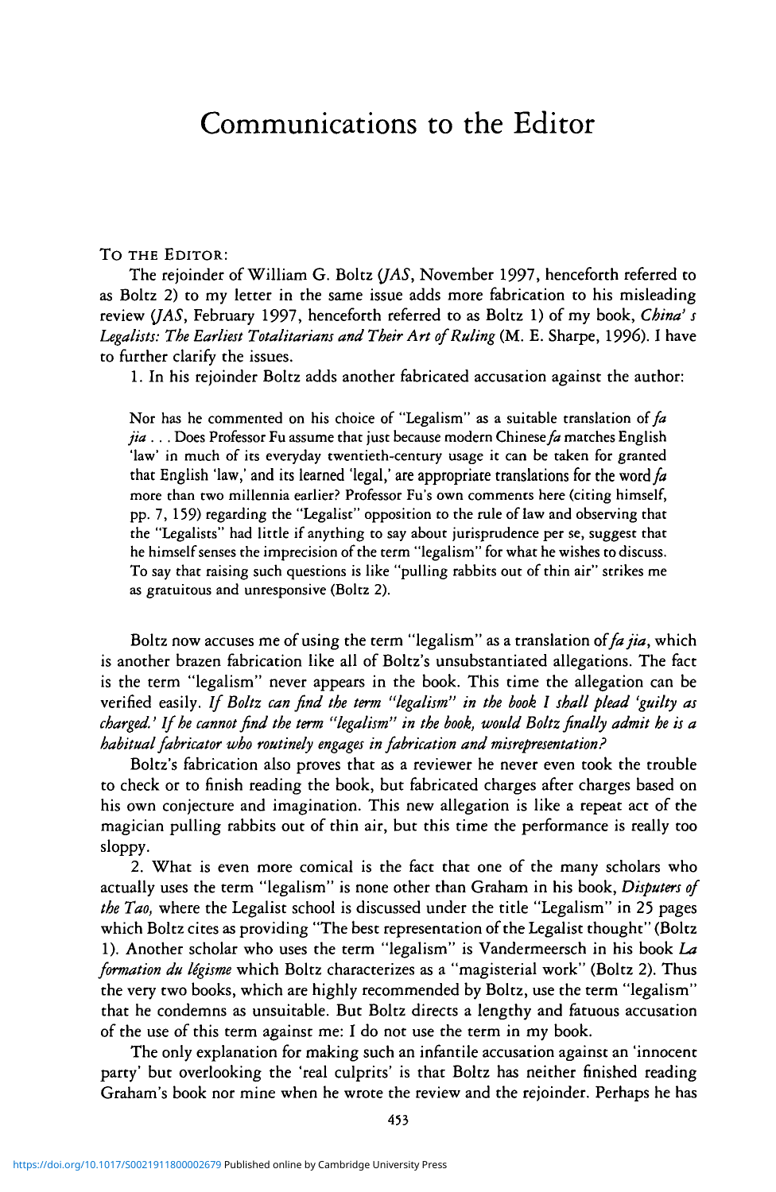# Communications to the Editor

To the Editor:

The rejoinder of William G. Boltz (*JAS*, November 1997, henceforth referred to as Boltz 2) to my letter in the same issue adds more fabrication to his misleading review (*JAS*, February 1997, henceforth referred to as Boltz 1) of my book, *China's Legalists: The Earliest Totalitarians and Their Art of Ruling* (M. E. Sharpe, 1996). I have to further clarify the issues.

1. In his rejoinder Boltz adds another fabricated accusation against the author:

> Nor has he commented on his choice of "Legalism" as a suitable translation of *fa jia* . . . Does Professor Fu assume that just because modern Chinese *fa* matches English 'law' in much of its everyday twentieth-century usage it can be taken for granted that English 'law,' and its learned 'legal,' are appropriate translations for the word *fa* more than two millennia earlier? Professor Fu's own comments here (citing himself, pp. 7, 159) regarding the "Legalist" opposition to the rule of law and observing that the "Legalists" had little if anything to say about jurisprudence per se, suggest that he himself senses the imprecision of the term "legalism" for what he wishes to discuss. To say that raising such questions is like "pulling rabbits out of thin air" strikes me as gratuitous and unresponsive (Boltz 2).

Boltz now accuses me of using the term "legalism" as a translation of *fa jia*, which is another brazen fabrication like all of Boltz's unsubstantiated allegations. The fact is the term "legalism" never appears in the book. This time the allegation can be verified easily. *If Boltz can find the term "legalism" in the book I shall plead 'guilty as charged.' If he cannot find the term "legalism" in the book, would Boltz finally admit he is a habitual fabricator who routinely engages in fabrication and misrepresentation?*

Boltz's fabrication also proves that as a reviewer he never even took the trouble to check or to finish reading the book, but fabricated charges after charges based on his own conjecture and imagination. This new allegation is like a repeat act of the magician pulling rabbits out of thin air, but this time the performance is really too sloppy.

2. What is even more comical is the fact that one of the many scholars who actually uses the term "legalism" is none other than Graham in his book, *Disputers of the Tao,* where the Legalist school is discussed under the title "Legalism" in 25 pages which Boltz cites as providing "The best representation of the Legalist thought" (Boltz 1). Another scholar who uses the term "legalism" is Vandermeersch in his book *La formation du légisme* which Boltz characterizes as a "magisterial work" (Boltz 2). Thus the very two books, which are highly recommended by Boltz, use the term "legalism" that he condemns as unsuitable. But Boltz directs a lengthy and fatuous accusation of the use of this term against me: I do not use the term in my book.

The only explanation for making such an infantile accusation against an 'innocent party' but overlooking the 'real culprits' is that Boltz has neither finished reading Graham's book nor mine when he wrote the review and the rejoinder. Perhaps he has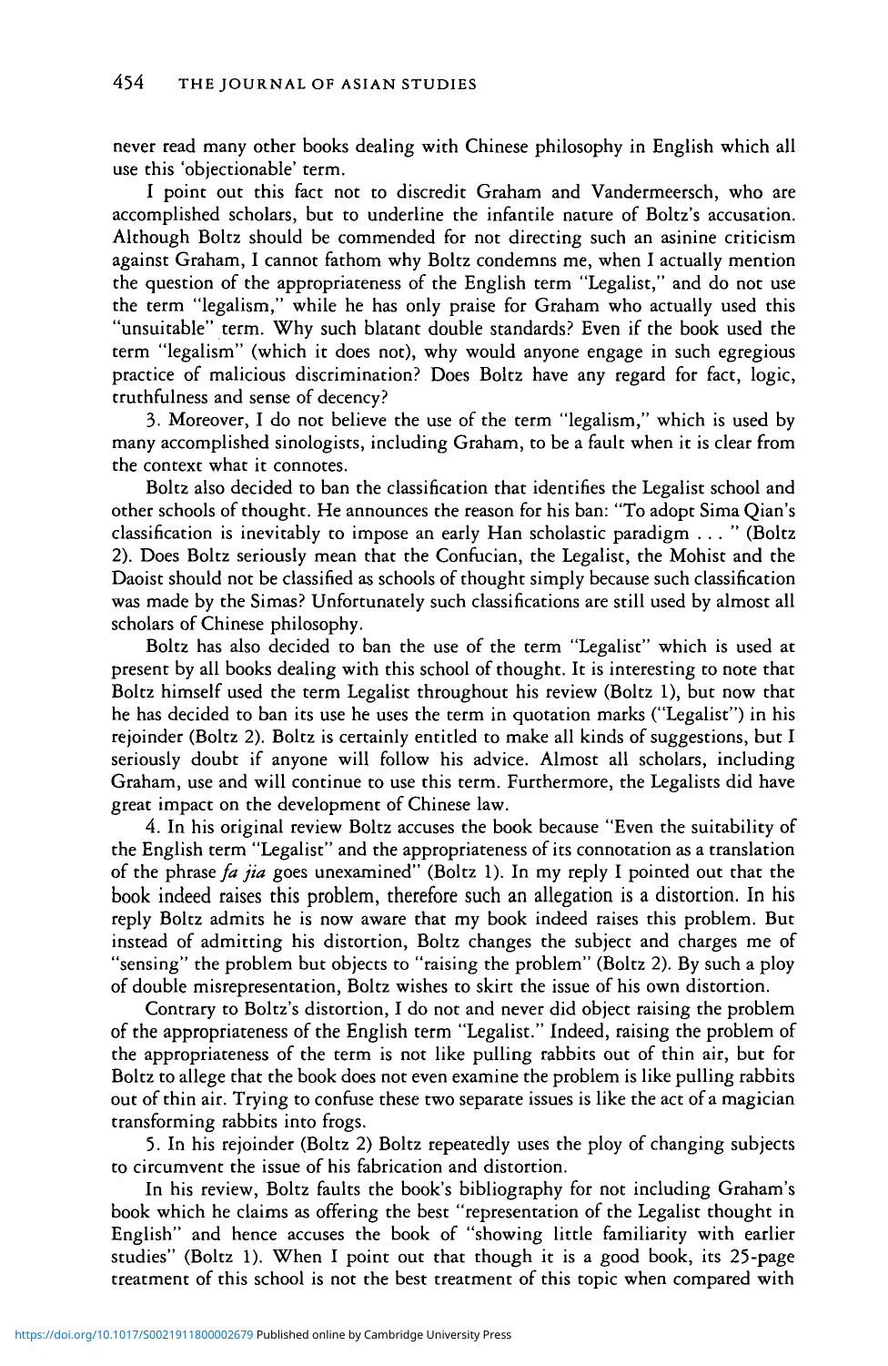never read many other books dealing with Chinese philosophy in English which all use this 'objectionable' term.

I point out this fact not to discredit Graham and Vandermeersch, who are accomplished scholars, but to underline the infantile nature of Boltz's accusation. Although Boltz should be commended for not directing such an asinine criticism against Graham, I cannot fathom why Boltz condemns me, when I actually mention the question of the appropriateness of the English term "Legalist," and do not use the term "legalism," while he has only praise for Graham who actually used this "unsuitable" term. Why such blatant double standards? Even if the book used the term "legalism" (which it does not), why would anyone engage in such egregious practice of malicious discrimination? Does Boltz have any regard for fact, logic, truthfulness and sense of decency?

3. Moreover, I do not believe the use of the term "legalism," which is used by many accomplished sinologists, including Graham, to be a fault when it is clear from the context what it connotes.

Boltz also decided to ban the classification that identifies the Legalist school and other schools of thought. He announces the reason for his ban: "To adopt Sima Qian's classification is inevitably to impose an early Han scholastic paradigm . . . " (Boltz 2). Does Boltz seriously mean that the Confucian, the Legalist, the Mohist and the Daoist should not be classified as schools of thought simply because such classification was made by the Simas? Unfortunately such classifications are still used by almost all scholars of Chinese philosophy.

Boltz has also decided to ban the use of the term "Legalist" which is used at present by all books dealing with this school of thought. It is interesting to note that Boltz himself used the term Legalist throughout his review (Boltz 1), but now that he has decided to ban its use he uses the term in quotation marks ("Legalist") in his rejoinder (Boltz 2). Boltz is certainly entitled to make all kinds of suggestions, but I seriously doubt if anyone will follow his advice. Almost all scholars, including Graham, use and will continue to use this term. Furthermore, the Legalists did have great impact on the development of Chinese law.

4. In his original review Boltz accuses the book because "Even the suitability of the English term "Legalist" and the appropriateness of its connotation as a translation of the phrase *fa jia* goes unexamined" (Boltz 1). In my reply I pointed out that the book indeed raises this problem, therefore such an allegation is a distortion. In his reply Boltz admits he is now aware that my book indeed raises this problem. But instead of admitting his distortion, Boltz changes the subject and charges me of "sensing" the problem but objects to "raising the problem" (Boltz 2). By such a ploy of double misrepresentation, Boltz wishes to skirt the issue of his own distortion.

Contrary to Boltz's distortion, I do not and never did object raising the problem of the appropriateness of the English term "Legalist." Indeed, raising the problem of the appropriateness of the term is not like pulling rabbits out of thin air, but for Boltz to allege that the book does not even examine the problem is like pulling rabbits out of thin air. Trying to confuse these two separate issues is like the act of a magician transforming rabbits into frogs.

5. In his rejoinder (Boltz 2) Boltz repeatedly uses the ploy of changing subjects to circumvent the issue of his fabrication and distortion.

In his review, Boltz faults the book's bibliography for not including Graham's book which he claims as offering the best "representation of the Legalist thought in English" and hence accuses the book of "showing little familiarity with earlier studies" (Boltz 1). When I point out that though it is a good book, its 25-page treatment of this school is not the best treatment of this topic when compared with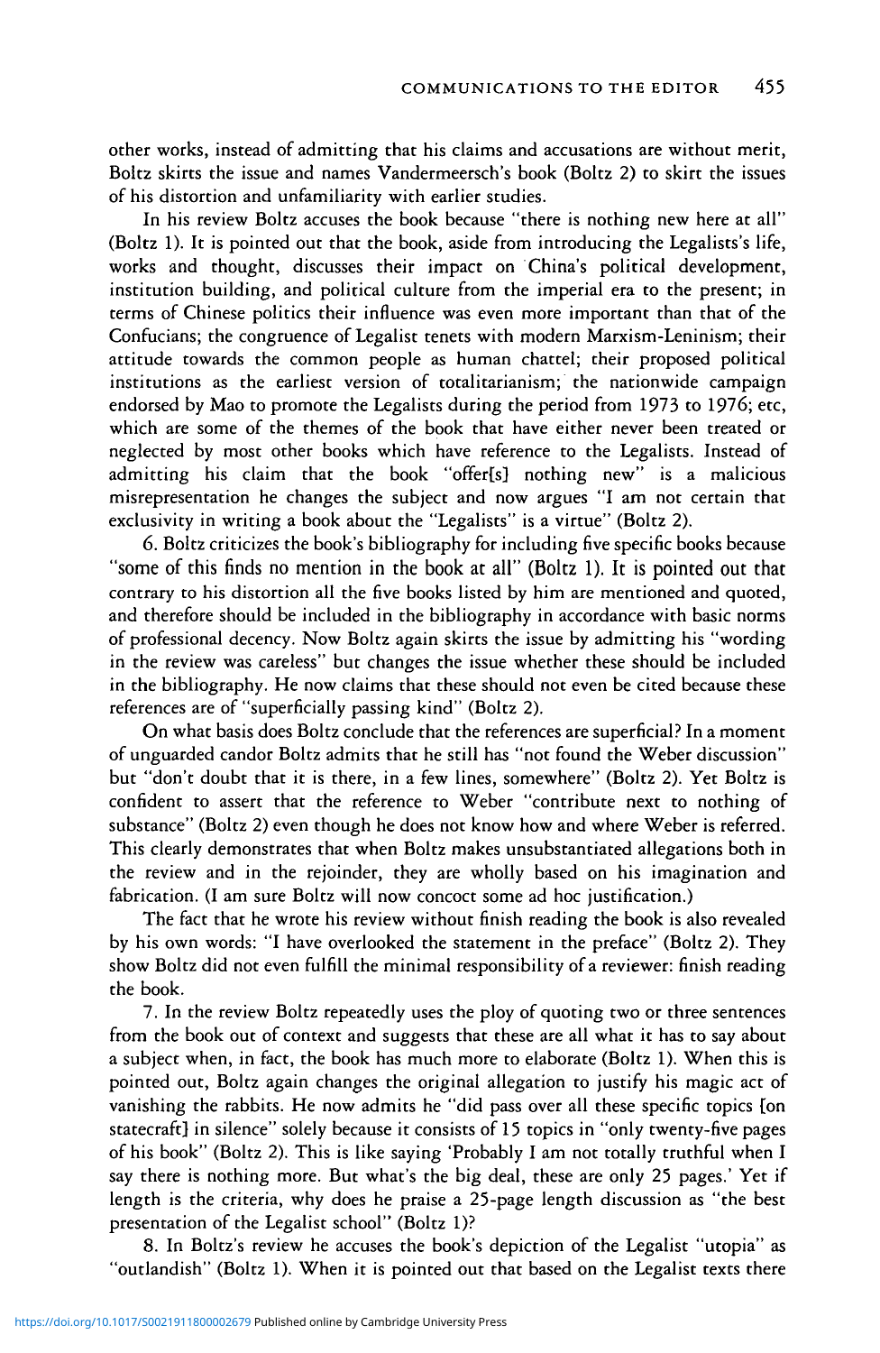other works, instead of admitting that his claims and accusations are without merit, Boltz skirts the issue and names Vandermeersch's book (Boltz 2) to skirt the issues of his distortion and unfamiliarity with earlier studies.

In his review Boltz accuses the book because "there is nothing new here at all" (Boltz 1). It is pointed out that the book, aside from introducing the Legalists's life, works and thought, discusses their impact on China's political development, institution building, and political culture from the imperial era to the present; in terms of Chinese politics their influence was even more important than that of the Confucians; the congruence of Legalist tenets with modern Marxism-Leninism; their attitude towards the common people as human chattel; their proposed political institutions as the earliest version of totalitarianism; the nationwide campaign endorsed by Mao to promote the Legalists during the period from 1973 to 1976; etc, which are some of the themes of the book that have either never been treated or neglected by most other books which have reference to the Legalists. Instead of admitting his claim that the book "offer[s] nothing new" is a malicious misrepresentation he changes the subject and now argues "I am not certain that exclusivity in writing a book about the "Legalists" is a virtue" (Boltz 2).

6. Boltz criticizes the book's bibliography for including five specific books because "some of this finds no mention in the book at all" (Boltz 1). It is pointed out that contrary to his distortion all the five books listed by him are mentioned and quoted, and therefore should be included in the bibliography in accordance with basic norms of professional decency. Now Boltz again skirts the issue by admitting his "wording in the review was careless" but changes the issue whether these should be included in the bibliography. He now claims that these should not even be cited because these references are of "superficially passing kind" (Boltz 2).

On what basis does Boltz conclude that the references are superficial? In a moment of unguarded candor Boltz admits that he still has "not found the Weber discussion" but "don't doubt that it is there, in a few lines, somewhere" (Boltz 2). Yet Boltz is confident to assert that the reference to Weber "contribute next to nothing of substance" (Boltz 2) even though he does not know how and where Weber is referred. This clearly demonstrates that when Boltz makes unsubstantiated allegations both in the review and in the rejoinder, they are wholly based on his imagination and fabrication. (I am sure Boltz will now concoct some ad hoc justification.)

The fact that he wrote his review without finish reading the book is also revealed by his own words: "I have overlooked the statement in the preface" (Boltz 2). They show Boltz did not even fulfill the minimal responsibility of a reviewer: finish reading the book.

7. In the review Boltz repeatedly uses the ploy of quoting two or three sentences from the book out of context and suggests that these are all what it has to say about a subject when, in fact, the book has much more to elaborate (Boltz 1). When this is pointed out, Boltz again changes the original allegation to justify his magic act of vanishing the rabbits. He now admits he "did pass over all these specific topics [on statecraft] in silence" solely because it consists of 15 topics in "only twenty-five pages of his book" (Boltz 2). This is like saying 'Probably I am not totally truthful when I say there is nothing more. But what's the big deal, these are only 25 pages.' Yet if length is the criteria, why does he praise a 25-page length discussion as "the best presentation of the Legalist school" (Boltz 1)?

8. In Boltz's review he accuses the book's depiction of the Legalist "utopia" as "outlandish" (Boltz 1). When it is pointed out that based on the Legalist texts there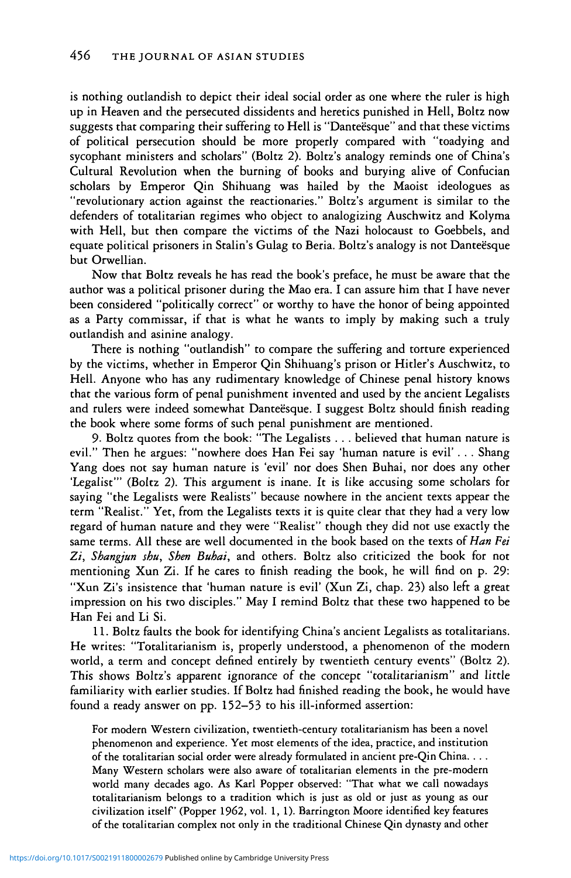is nothing outlandish to depict their ideal social order as one where the ruler is high up in Heaven and the persecuted dissidents and heretics punished in Hell, Boltz now suggests that comparing their suffering to Hell is "Danteësque" and that these victims of political persecution should be more properly compared with "toadying and sycophant ministers and scholars" (Boltz 2). Boltz's analogy reminds one of China's Cultural Revolution when the burning of books and burying alive of Confucian scholars by Emperor Qin Shihuang was hailed by the Maoist ideologues as "revolutionary action against the reactionaries." Boltz's argument is similar to the defenders of totalitarian regimes who object to analogizing Auschwitz and Kolyma with Hell, but then compare the victims of the Nazi holocaust to Goebbels, and equate political prisoners in Stalin's Gulag to Beria. Boltz's analogy is not Danteësque but Orwellian.

Now that Boltz reveals he has read the book's preface, he must be aware that the author was a political prisoner during the Mao era. I can assure him that I have never been considered "politically correct" or worthy to have the honor of being appointed as a Party commissar, if that is what he wants to imply by making such a truly outlandish and asinine analogy.

There is nothing "outlandish" to compare the suffering and torture experienced by the victims, whether in Emperor Qin Shihuang's prison or Hitler's Auschwitz, to Hell. Anyone who has any rudimentary knowledge of Chinese penal history knows that the various form of penal punishment invented and used by the ancient Legalists and rulers were indeed somewhat Danteësque. I suggest Boltz should finish reading the book where some forms of such penal punishment are mentioned.

9. Boltz quotes from the book: "The Legalists . . . believed that human nature is evil." Then he argues: "nowhere does Han Fei say 'human nature is evil' . . . Shang Yang does not say human nature is 'evil' nor does Shen Buhai, nor does any other 'Legalist'" (Boltz 2). This argument is inane. It is like accusing some scholars for saying "the Legalists were Realists" because nowhere in the ancient texts appear the term "Realist." Yet, from the Legalists texts it is quite clear that they had a very low regard of human nature and they were "Realist" though they did not use exactly the same terms. All these are well documented in the book based on the texts of *Han Fei Zi*, *Shangjun shu*, *Shen Buhai*, and others. Boltz also criticized the book for not mentioning Xun Zi. If he cares to finish reading the book, he will find on p. 29: "Xun Zi's insistence that 'human nature is evil' (Xun Zi, chap. 23) also left a great impression on his two disciples." May I remind Boltz that these two happened to be Han Fei and Li Si.

11. Boltz faults the book for identifying China's ancient Legalists as totalitarians. He writes: "Totalitarianism is, properly understood, a phenomenon of the modern world, a term and concept defined entirely by twentieth century events" (Boltz 2). This shows Boltz's apparent ignorance of the concept "totalitarianism" and little familiarity with earlier studies. If Boltz had finished reading the book, he would have found a ready answer on pp. 152–53 to his ill-informed assertion:

> For modern Western civilization, twentieth-century totalitarianism has been a novel phenomenon and experience. Yet most elements of the idea, practice, and institution of the totalitarian social order were already formulated in ancient pre-Qin China. . . . Many Western scholars were also aware of totalitarian elements in the pre-modern world many decades ago. As Karl Popper observed: "That what we call nowadays totalitarianism belongs to a tradition which is just as old or just as young as our civilization itself" (Popper 1962, vol. 1, 1). Barrington Moore identified key features of the totalitarian complex not only in the traditional Chinese Qin dynasty and other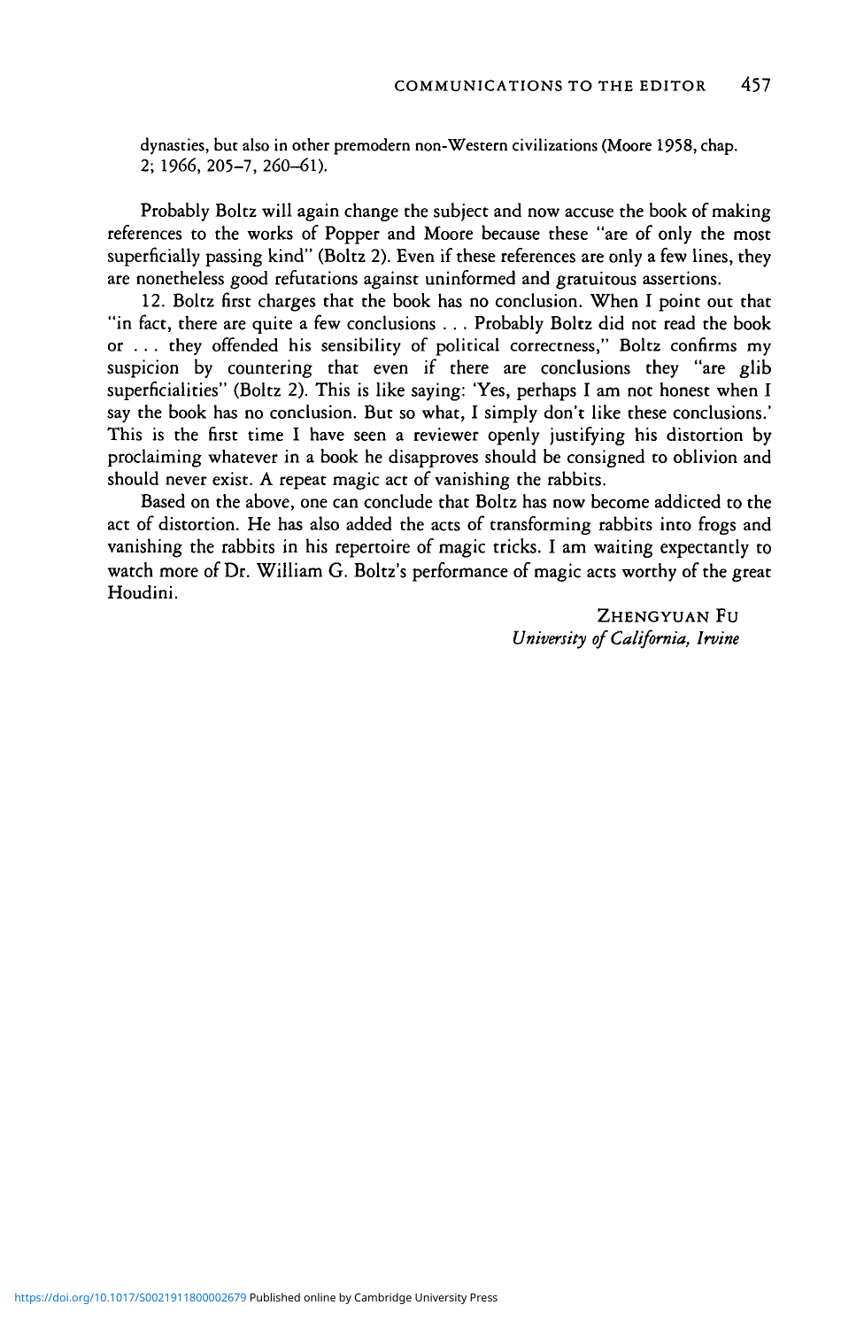dynasties, but also in other premodern non-Western civilizations (Moore 1958, chap. 2; 1966, 205–7, 260–61).

Probably Boltz will again change the subject and now accuse the book of making references to the works of Popper and Moore because these "are of only the most superficially passing kind" (Boltz 2). Even if these references are only a few lines, they are nonetheless good refutations against uninformed and gratuitous assertions.

12. Boltz first charges that the book has no conclusion. When I point out that "in fact, there are quite a few conclusions . . . Probably Boltz did not read the book or . . . they offended his sensibility of political correctness," Boltz confirms my suspicion by countering that even if there are conclusions they "are glib superficialities" (Boltz 2). This is like saying: 'Yes, perhaps I am not honest when I say the book has no conclusion. But so what, I simply don't like these conclusions.' This is the first time I have seen a reviewer openly justifying his distortion by proclaiming whatever in a book he disapproves should be consigned to oblivion and should never exist. A repeat magic act of vanishing the rabbits.

Based on the above, one can conclude that Boltz has now become addicted to the act of distortion. He has also added the acts of transforming rabbits into frogs and vanishing the rabbits in his repertoire of magic tricks. I am waiting expectantly to watch more of Dr. William G. Boltz's performance of magic acts worthy of the great Houdini.

ZHENGYUAN FU
*University of California, Irvine*